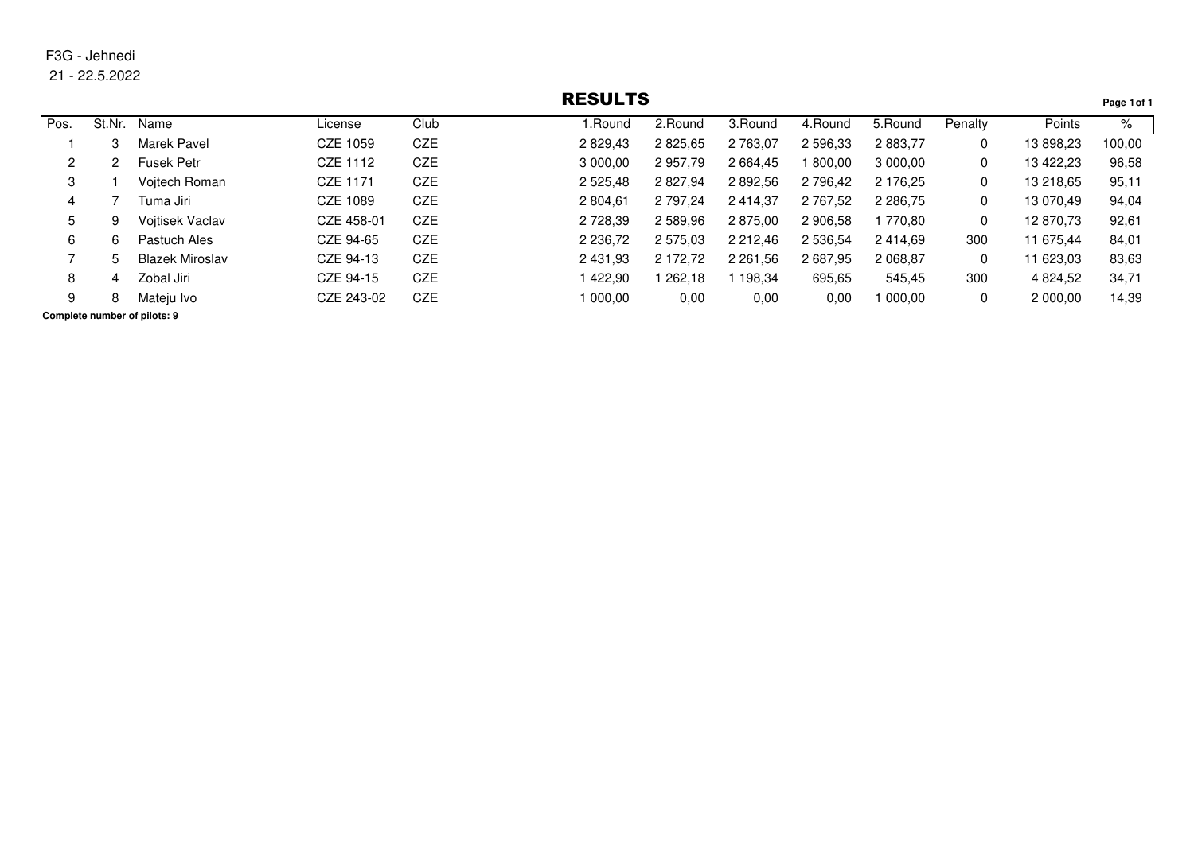F3G - Jehnedi

21 - 22.5.2022

# RESULTS

| Pos. | St.Nr. | Name | License | Club | 1.Round | 2.Round | 3.Round | 4.Round | 5.Round | Penalty | Points | % |
|---|---|---|---|---|---|---|---|---|---|---|---|---|
| 1 | 3 | Marek Pavel | CZE 1059 | CZE | 2 829,43 | 2 825,65 | 2 763,07 | 2 596,33 | 2 883,77 | 0 | 13 898,23 | 100,00 |
| 2 | 2 | Fusek Petr | CZE 1112 | CZE | 3 000,00 | 2 957,79 | 2 664,45 | 1 800,00 | 3 000,00 | 0 | 13 422,23 | 96,58 |
| 3 | 1 | Vojtech Roman | CZE 1171 | CZE | 2 525,48 | 2 827,94 | 2 892,56 | 2 796,42 | 2 176,25 | 0 | 13 218,65 | 95,11 |
| 4 | 7 | Tuma Jiri | CZE 1089 | CZE | 2 804,61 | 2 797,24 | 2 414,37 | 2 767,52 | 2 286,75 | 0 | 13 070,49 | 94,04 |
| 5 | 9 | Vojtisek Vaclav | CZE 458-01 | CZE | 2 728,39 | 2 589,96 | 2 875,00 | 2 906,58 | 1 770,80 | 0 | 12 870,73 | 92,61 |
| 6 | 6 | Pastuch Ales | CZE 94-65 | CZE | 2 236,72 | 2 575,03 | 2 212,46 | 2 536,54 | 2 414,69 | 300 | 11 675,44 | 84,01 |
| 7 | 5 | Blazek Miroslav | CZE 94-13 | CZE | 2 431,93 | 2 172,72 | 2 261,56 | 2 687,95 | 2 068,87 | 0 | 11 623,03 | 83,63 |
| 8 | 4 | Zobal Jiri | CZE 94-15 | CZE | 1 422,90 | 1 262,18 | 1 198,34 | 695,65 | 545,45 | 300 | 4 824,52 | 34,71 |
| 9 | 8 | Mateju Ivo | CZE 243-02 | CZE | 1 000,00 | 0,00 | 0,00 | 0,00 | 1 000,00 | 0 | 2 000,00 | 14,39 |

**Complete number of pilots: 9**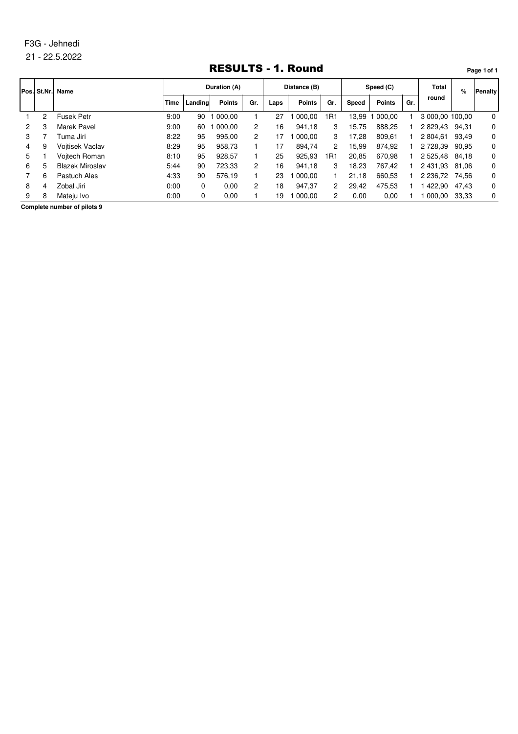F3G - Jehnedi

21 - 22.5.2022

# RESULTS - 1. Round

| Pos. | St.Nr. | Name | Duration (A) | | | | Distance (B) | | | Speed (C) | | | Total round | % | Penalty |
|---|---|---|---|---|---|---|---|---|---|---|---|---|---|---|---|
| | | | Time | Landing | Points | Gr. | Laps | Points | Gr. | Speed | Points | Gr. | | | |
| 1 | 2 | Fusek Petr | 9:00 | 90 | 1 000,00 | 1 | 27 | 1 000,00 | 1R1 | 13,99 | 1 000,00 | 1 | 3 000,00 | 100,00 | 0 |
| 2 | 3 | Marek Pavel | 9:00 | 60 | 1 000,00 | 2 | 16 | 941,18 | 3 | 15,75 | 888,25 | 1 | 2 829,43 | 94,31 | 0 |
| 3 | 7 | Tuma Jiri | 8:22 | 95 | 995,00 | 2 | 17 | 1 000,00 | 3 | 17,28 | 809,61 | 1 | 2 804,61 | 93,49 | 0 |
| 4 | 9 | Vojtisek Vaclav | 8:29 | 95 | 958,73 | 1 | 17 | 894,74 | 2 | 15,99 | 874,92 | 1 | 2 728,39 | 90,95 | 0 |
| 5 | 1 | Vojtech Roman | 8:10 | 95 | 928,57 | 1 | 25 | 925,93 | 1R1 | 20,85 | 670,98 | 1 | 2 525,48 | 84,18 | 0 |
| 6 | 5 | Blazek Miroslav | 5:44 | 90 | 723,33 | 2 | 16 | 941,18 | 3 | 18,23 | 767,42 | 1 | 2 431,93 | 81,06 | 0 |
| 7 | 6 | Pastuch Ales | 4:33 | 90 | 576,19 | 1 | 23 | 1 000,00 | 1 | 21,18 | 660,53 | 1 | 2 236,72 | 74,56 | 0 |
| 8 | 4 | Zobal Jiri | 0:00 | 0 | 0,00 | 2 | 18 | 947,37 | 2 | 29,42 | 475,53 | 1 | 1 422,90 | 47,43 | 0 |
| 9 | 8 | Mateju Ivo | 0:00 | 0 | 0,00 | 1 | 19 | 1 000,00 | 2 | 0,00 | 0,00 | 1 | 1 000,00 | 33,33 | 0 |

**Complete number of pilots 9**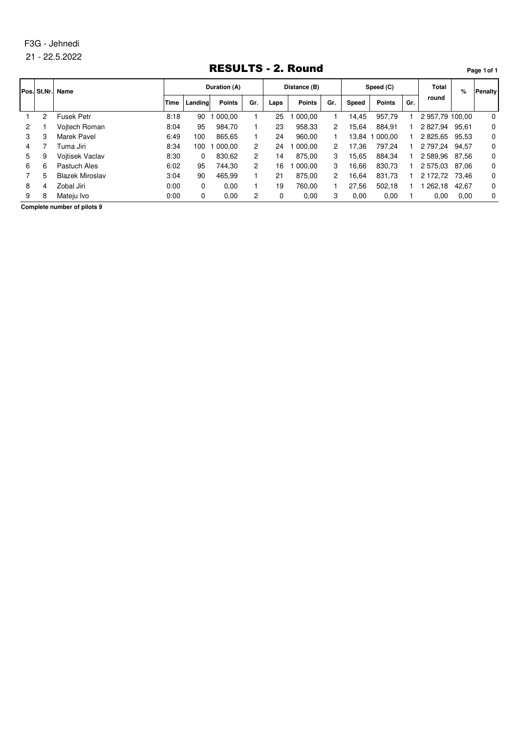F3G - Jehnedi

21 - 22.5.2022

# RESULTS - 2. Round

| Pos. | St.Nr. | Name | Duration (A) | | | | Distance (B) | | | Speed (C) | | | Total round | % | Penalty |
|---|---|---|---|---|---|---|---|---|---|---|---|---|---|---|---|
| | | | Time | Landing | Points | Gr. | Laps | Points | Gr. | Speed | Points | Gr. | | | |
| 1 | 2 | Fusek Petr | 8:18 | 90 | 1 000,00 | 1 | 25 | 1 000,00 | 1 | 14,45 | 957,79 | 1 | 2 957,79 | 100,00 | 0 |
| 2 | 1 | Vojtech Roman | 8:04 | 95 | 984,70 | 1 | 23 | 958,33 | 2 | 15,64 | 884,91 | 1 | 2 827,94 | 95,61 | 0 |
| 3 | 3 | Marek Pavel | 6:49 | 100 | 865,65 | 1 | 24 | 960,00 | 1 | 13,84 | 1 000,00 | 1 | 2 825,65 | 95,53 | 0 |
| 4 | 7 | Tuma Jiri | 8:34 | 100 | 1 000,00 | 2 | 24 | 1 000,00 | 2 | 17,36 | 797,24 | 1 | 2 797,24 | 94,57 | 0 |
| 5 | 9 | Vojtisek Vaclav | 8:30 | 0 | 830,62 | 2 | 14 | 875,00 | 3 | 15,65 | 884,34 | 1 | 2 589,96 | 87,56 | 0 |
| 6 | 6 | Pastuch Ales | 6:02 | 95 | 744,30 | 2 | 16 | 1 000,00 | 3 | 16,66 | 830,73 | 1 | 2 575,03 | 87,06 | 0 |
| 7 | 5 | Blazek Miroslav | 3:04 | 90 | 465,99 | 1 | 21 | 875,00 | 2 | 16,64 | 831,73 | 1 | 2 172,72 | 73,46 | 0 |
| 8 | 4 | Zobal Jiri | 0:00 | 0 | 0,00 | 1 | 19 | 760,00 | 1 | 27,56 | 502,18 | 1 | 1 262,18 | 42,67 | 0 |
| 9 | 8 | Mateju Ivo | 0:00 | 0 | 0,00 | 2 | 0 | 0,00 | 3 | 0,00 | 0,00 | 1 | 0,00 | 0,00 | 0 |

**Complete number of pilots 9**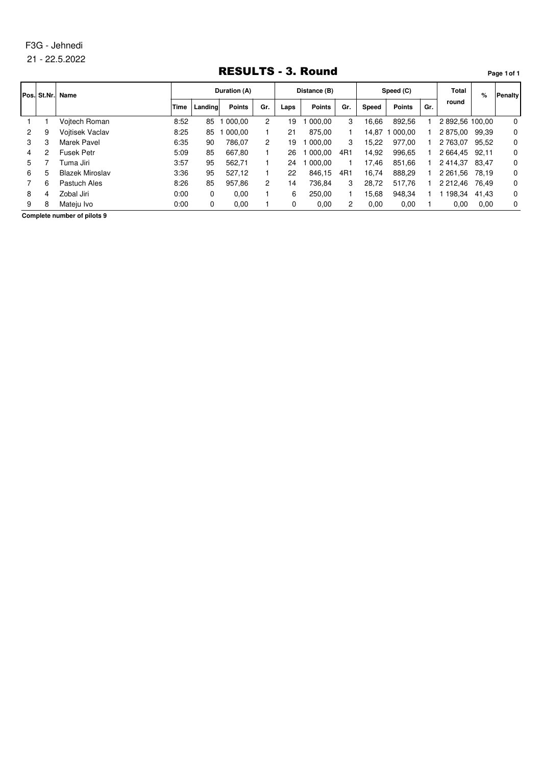F3G - Jehnedi

21 - 22.5.2022

# RESULTS - 3. Round

| Pos. | St.Nr. | Name | Duration (A) | | | | Distance (B) | | | Speed (C) | | | Total round | % | Penalty |
|---|---|---|---|---|---|---|---|---|---|---|---|---|---|---|---|
| | | | Time | Landing | Points | Gr. | Laps | Points | Gr. | Speed | Points | Gr. | | | |
| 1 | 1 | Vojtech Roman | 8:52 | 85 | 1 000,00 | 2 | 19 | 1 000,00 | 3 | 16,66 | 892,56 | 1 | 2 892,56 | 100,00 | 0 |
| 2 | 9 | Vojtisek Vaclav | 8:25 | 85 | 1 000,00 | 1 | 21 | 875,00 | 1 | 14,87 | 1 000,00 | 1 | 2 875,00 | 99,39 | 0 |
| 3 | 3 | Marek Pavel | 6:35 | 90 | 786,07 | 2 | 19 | 1 000,00 | 3 | 15,22 | 977,00 | 1 | 2 763,07 | 95,52 | 0 |
| 4 | 2 | Fusek Petr | 5:09 | 85 | 667,80 | 1 | 26 | 1 000,00 | 4R1 | 14,92 | 996,65 | 1 | 2 664,45 | 92,11 | 0 |
| 5 | 7 | Tuma Jiri | 3:57 | 95 | 562,71 | 1 | 24 | 1 000,00 | 1 | 17,46 | 851,66 | 1 | 2 414,37 | 83,47 | 0 |
| 6 | 5 | Blazek Miroslav | 3:36 | 95 | 527,12 | 1 | 22 | 846,15 | 4R1 | 16,74 | 888,29 | 1 | 2 261,56 | 78,19 | 0 |
| 7 | 6 | Pastuch Ales | 8:26 | 85 | 957,86 | 2 | 14 | 736,84 | 3 | 28,72 | 517,76 | 1 | 2 212,46 | 76,49 | 0 |
| 8 | 4 | Zobal Jiri | 0:00 | 0 | 0,00 | 1 | 6 | 250,00 | 1 | 15,68 | 948,34 | 1 | 1 198,34 | 41,43 | 0 |
| 9 | 8 | Mateju Ivo | 0:00 | 0 | 0,00 | 1 | 0 | 0,00 | 2 | 0,00 | 0,00 | 1 | 0,00 | 0,00 | 0 |

**Complete number of pilots 9**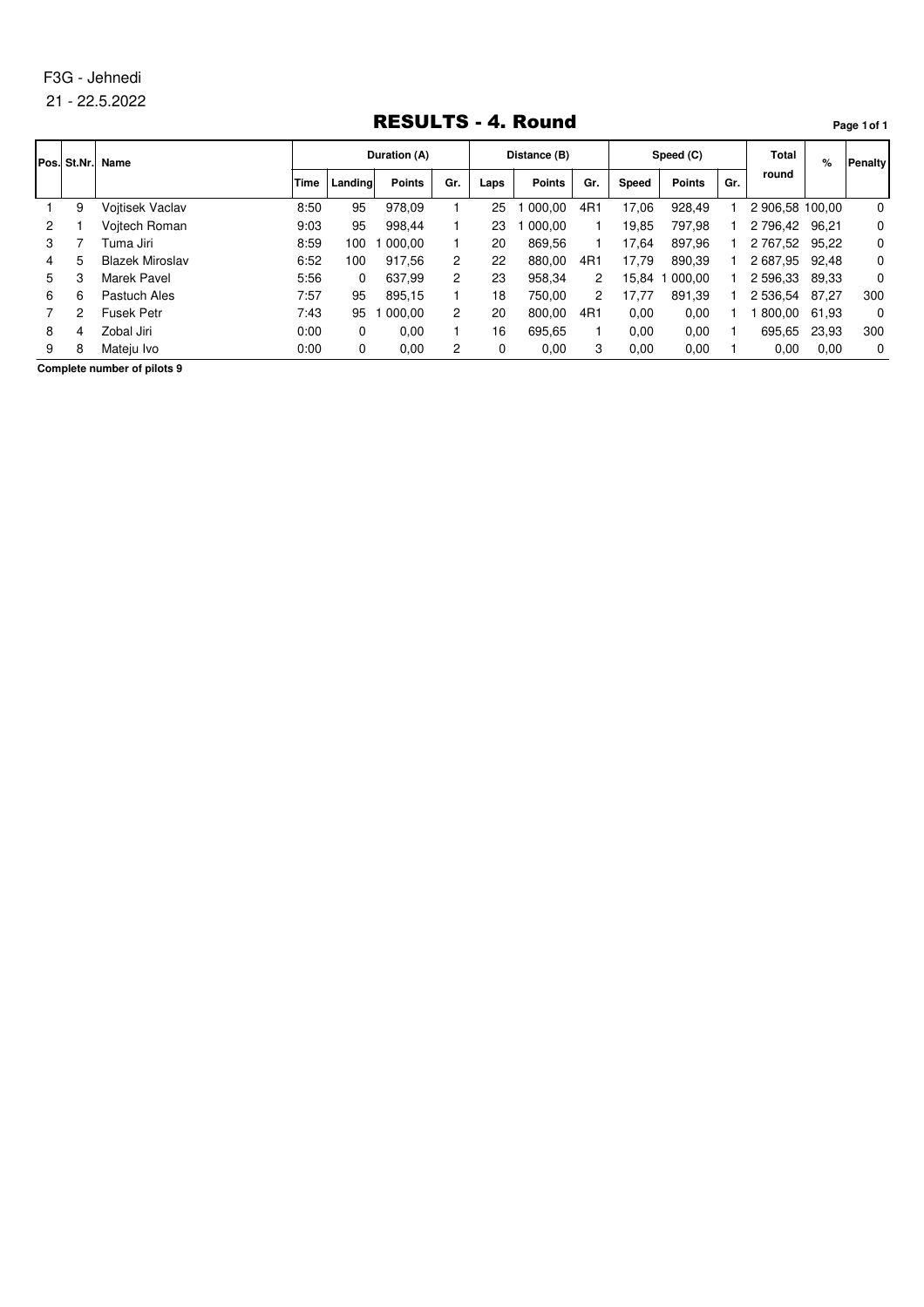F3G - Jehnedi

21 - 22.5.2022

# RESULTS - 4. Round

| Pos. | St.Nr. | Name | Duration (A) | | | | Distance (B) | | | Speed (C) | | | Total round | % | Penalty |
|---|---|---|---|---|---|---|---|---|---|---|---|---|---|---|---|
| | | | Time | Landing | Points | Gr. | Laps | Points | Gr. | Speed | Points | Gr. | | | |
| 1 | 9 | Vojtisek Vaclav | 8:50 | 95 | 978,09 | 1 | 25 | 1 000,00 | 4R1 | 17,06 | 928,49 | 1 | 2 906,58 | 100,00 | 0 |
| 2 | 1 | Vojtech Roman | 9:03 | 95 | 998,44 | 1 | 23 | 1 000,00 | 1 | 19,85 | 797,98 | 1 | 2 796,42 | 96,21 | 0 |
| 3 | 7 | Tuma Jiri | 8:59 | 100 | 1 000,00 | 1 | 20 | 869,56 | 1 | 17,64 | 897,96 | 1 | 2 767,52 | 95,22 | 0 |
| 4 | 5 | Blazek Miroslav | 6:52 | 100 | 917,56 | 2 | 22 | 880,00 | 4R1 | 17,79 | 890,39 | 1 | 2 687,95 | 92,48 | 0 |
| 5 | 3 | Marek Pavel | 5:56 | 0 | 637,99 | 2 | 23 | 958,34 | 2 | 15,84 | 1 000,00 | 1 | 2 596,33 | 89,33 | 0 |
| 6 | 6 | Pastuch Ales | 7:57 | 95 | 895,15 | 1 | 18 | 750,00 | 2 | 17,77 | 891,39 | 1 | 2 536,54 | 87,27 | 300 |
| 7 | 2 | Fusek Petr | 7:43 | 95 | 1 000,00 | 2 | 20 | 800,00 | 4R1 | 0,00 | 0,00 | 1 | 1 800,00 | 61,93 | 0 |
| 8 | 4 | Zobal Jiri | 0:00 | 0 | 0,00 | 1 | 16 | 695,65 | 1 | 0,00 | 0,00 | 1 | 695,65 | 23,93 | 300 |
| 9 | 8 | Mateju Ivo | 0:00 | 0 | 0,00 | 2 | 0 | 0,00 | 3 | 0,00 | 0,00 | 1 | 0,00 | 0,00 | 0 |

**Complete number of pilots 9**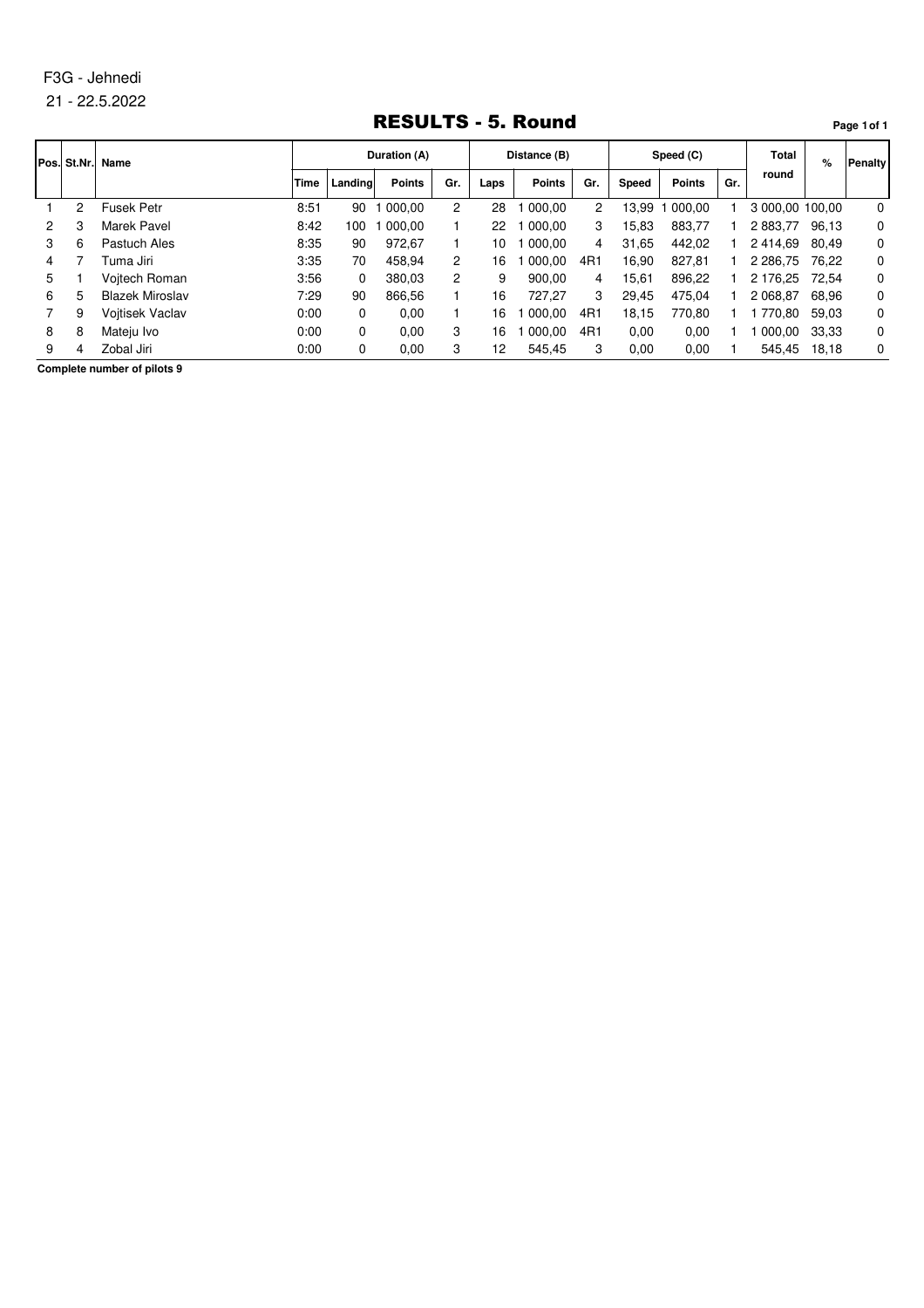F3G - Jehnedi

21 - 22.5.2022

# RESULTS - 5. Round

| Pos. | St.Nr. | Name | Duration (A) | | | | Distance (B) | | | Speed (C) | | | Total round | % | Penalty |
|---|---|---|---|---|---|---|---|---|---|---|---|---|---|---|---|
| | | | Time | Landing | Points | Gr. | Laps | Points | Gr. | Speed | Points | Gr. | | | |
| 1 | 2 | Fusek Petr | 8:51 | 90 | 1 000,00 | 2 | 28 | 1 000,00 | 2 | 13,99 | 1 000,00 | 1 | 3 000,00 | 100,00 | 0 |
| 2 | 3 | Marek Pavel | 8:42 | 100 | 1 000,00 | 1 | 22 | 1 000,00 | 3 | 15,83 | 883,77 | 1 | 2 883,77 | 96,13 | 0 |
| 3 | 6 | Pastuch Ales | 8:35 | 90 | 972,67 | 1 | 10 | 1 000,00 | 4 | 31,65 | 442,02 | 1 | 2 414,69 | 80,49 | 0 |
| 4 | 7 | Tuma Jiri | 3:35 | 70 | 458,94 | 2 | 16 | 1 000,00 | 4R1 | 16,90 | 827,81 | 1 | 2 286,75 | 76,22 | 0 |
| 5 | 1 | Vojtech Roman | 3:56 | 0 | 380,03 | 2 | 9 | 900,00 | 4 | 15,61 | 896,22 | 1 | 2 176,25 | 72,54 | 0 |
| 6 | 5 | Blazek Miroslav | 7:29 | 90 | 866,56 | 1 | 16 | 727,27 | 3 | 29,45 | 475,04 | 1 | 2 068,87 | 68,96 | 0 |
| 7 | 9 | Vojtisek Vaclav | 0:00 | 0 | 0,00 | 1 | 16 | 1 000,00 | 4R1 | 18,15 | 770,80 | 1 | 1 770,80 | 59,03 | 0 |
| 8 | 8 | Mateju Ivo | 0:00 | 0 | 0,00 | 3 | 16 | 1 000,00 | 4R1 | 0,00 | 0,00 | 1 | 1 000,00 | 33,33 | 0 |
| 9 | 4 | Zobal Jiri | 0:00 | 0 | 0,00 | 3 | 12 | 545,45 | 3 | 0,00 | 0,00 | 1 | 545,45 | 18,18 | 0 |

**Complete number of pilots 9**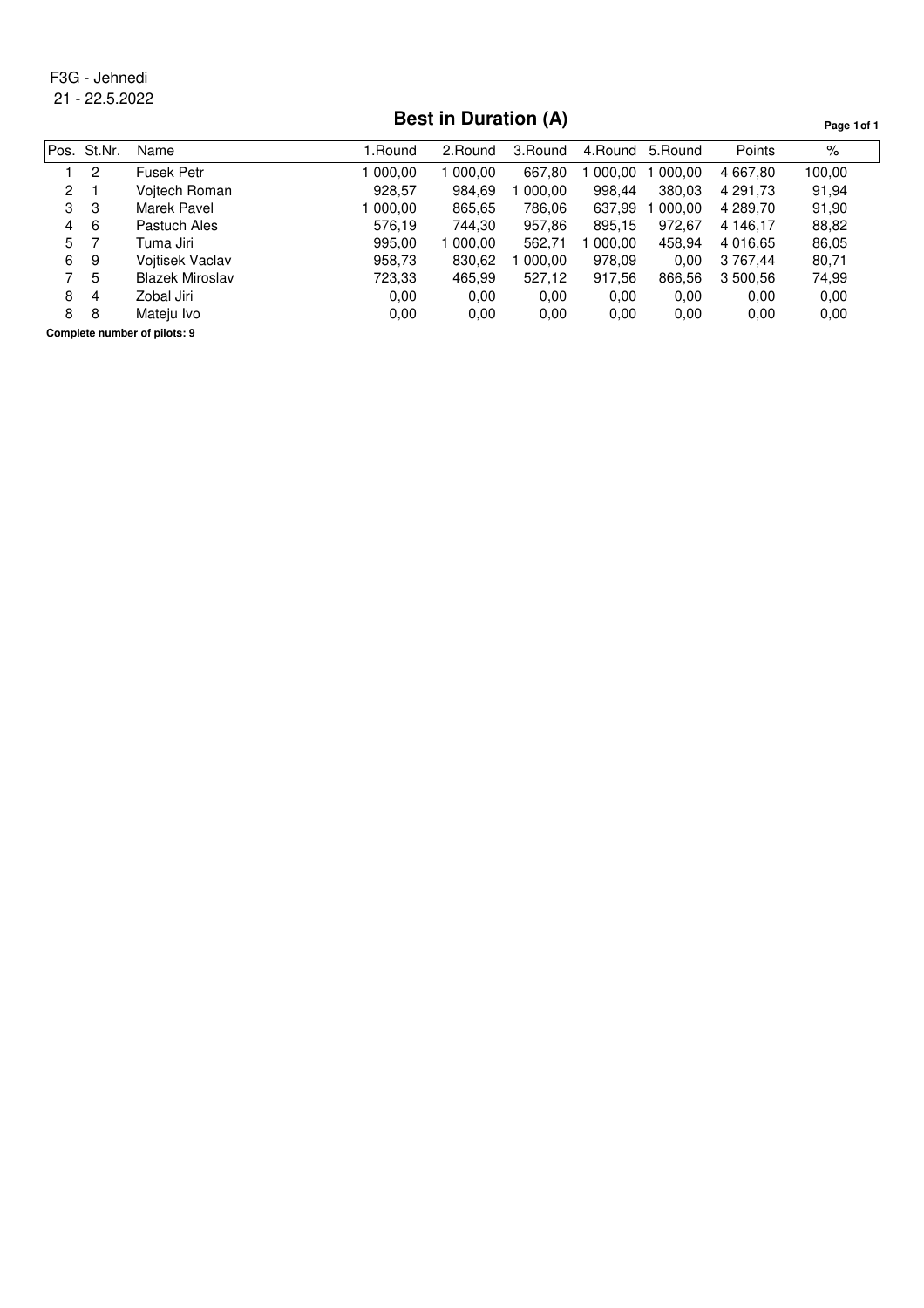F3G - Jehnedi
21 - 22.5.2022

# Best in Duration (A)

| Pos. | St.Nr. | Name | 1.Round | 2.Round | 3.Round | 4.Round | 5.Round | Points | % |
|---|---|---|---|---|---|---|---|---|---|
| 1 | 2 | Fusek Petr | 1 000,00 | 1 000,00 | 667,80 | 1 000,00 | 1 000,00 | 4 667,80 | 100,00 |
| 2 | 1 | Vojtech Roman | 928,57 | 984,69 | 1 000,00 | 998,44 | 380,03 | 4 291,73 | 91,94 |
| 3 | 3 | Marek Pavel | 1 000,00 | 865,65 | 786,06 | 637,99 | 1 000,00 | 4 289,70 | 91,90 |
| 4 | 6 | Pastuch Ales | 576,19 | 744,30 | 957,86 | 895,15 | 972,67 | 4 146,17 | 88,82 |
| 5 | 7 | Tuma Jiri | 995,00 | 1 000,00 | 562,71 | 1 000,00 | 458,94 | 4 016,65 | 86,05 |
| 6 | 9 | Vojtisek Vaclav | 958,73 | 830,62 | 1 000,00 | 978,09 | 0,00 | 3 767,44 | 80,71 |
| 7 | 5 | Blazek Miroslav | 723,33 | 465,99 | 527,12 | 917,56 | 866,56 | 3 500,56 | 74,99 |
| 8 | 4 | Zobal Jiri | 0,00 | 0,00 | 0,00 | 0,00 | 0,00 | 0,00 | 0,00 |
| 8 | 8 | Mateju Ivo | 0,00 | 0,00 | 0,00 | 0,00 | 0,00 | 0,00 | 0,00 |

**Complete number of pilots: 9**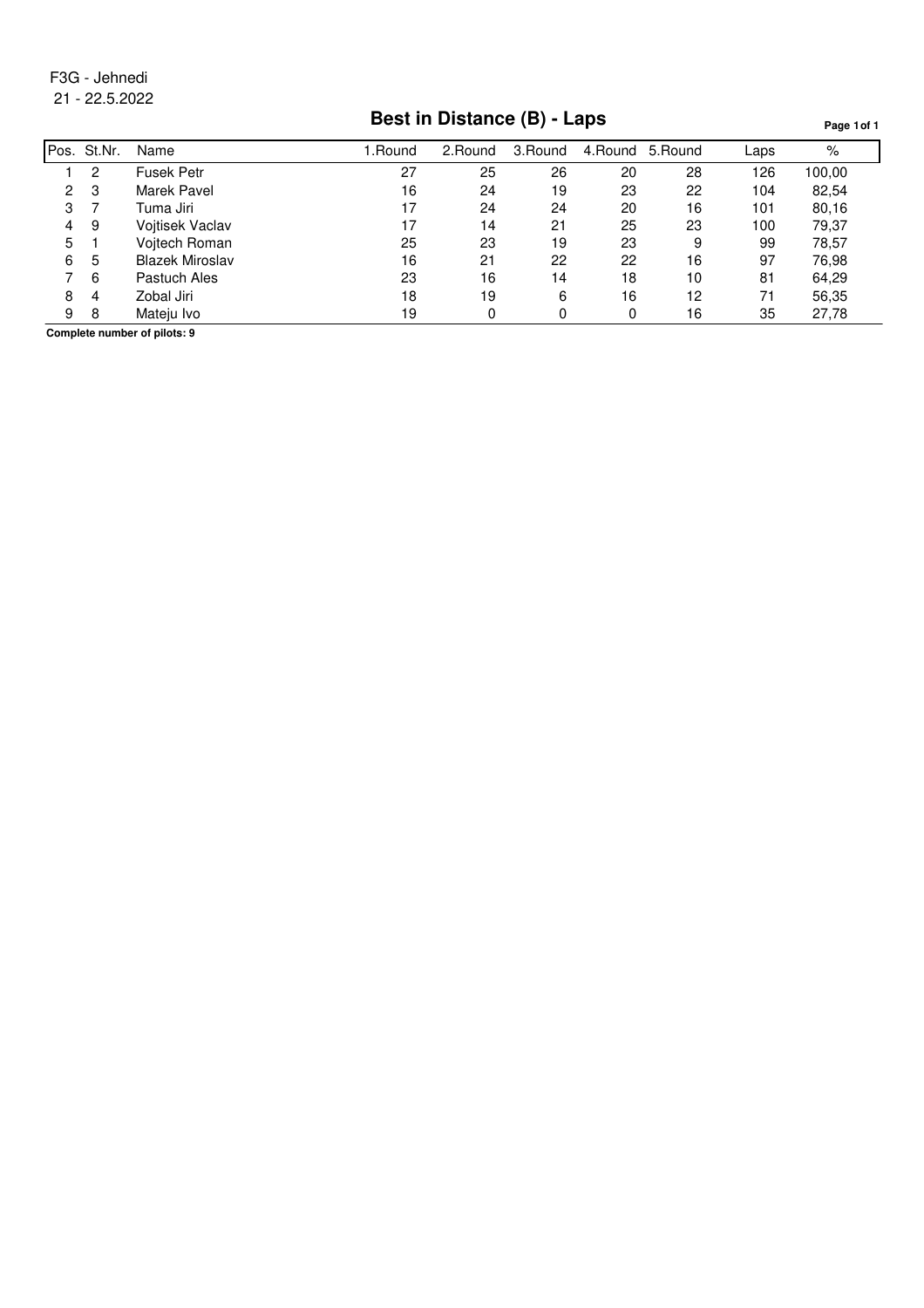F3G - Jehnedi
21 - 22.5.2022

# Best in Distance (B) - Laps

| Pos. | St.Nr. | Name | 1.Round | 2.Round | 3.Round | 4.Round | 5.Round | Laps | % |
|---|---|---|---|---|---|---|---|---|---|
| 1 | 2 | Fusek Petr | 27 | 25 | 26 | 20 | 28 | 126 | 100,00 |
| 2 | 3 | Marek Pavel | 16 | 24 | 19 | 23 | 22 | 104 | 82,54 |
| 3 | 7 | Tuma Jiri | 17 | 24 | 24 | 20 | 16 | 101 | 80,16 |
| 4 | 9 | Vojtisek Vaclav | 17 | 14 | 21 | 25 | 23 | 100 | 79,37 |
| 5 | 1 | Vojtech Roman | 25 | 23 | 19 | 23 | 9 | 99 | 78,57 |
| 6 | 5 | Blazek Miroslav | 16 | 21 | 22 | 22 | 16 | 97 | 76,98 |
| 7 | 6 | Pastuch Ales | 23 | 16 | 14 | 18 | 10 | 81 | 64,29 |
| 8 | 4 | Zobal Jiri | 18 | 19 | 6 | 16 | 12 | 71 | 56,35 |
| 9 | 8 | Mateju Ivo | 19 | 0 | 0 | 0 | 16 | 35 | 27,78 |

**Complete number of pilots: 9**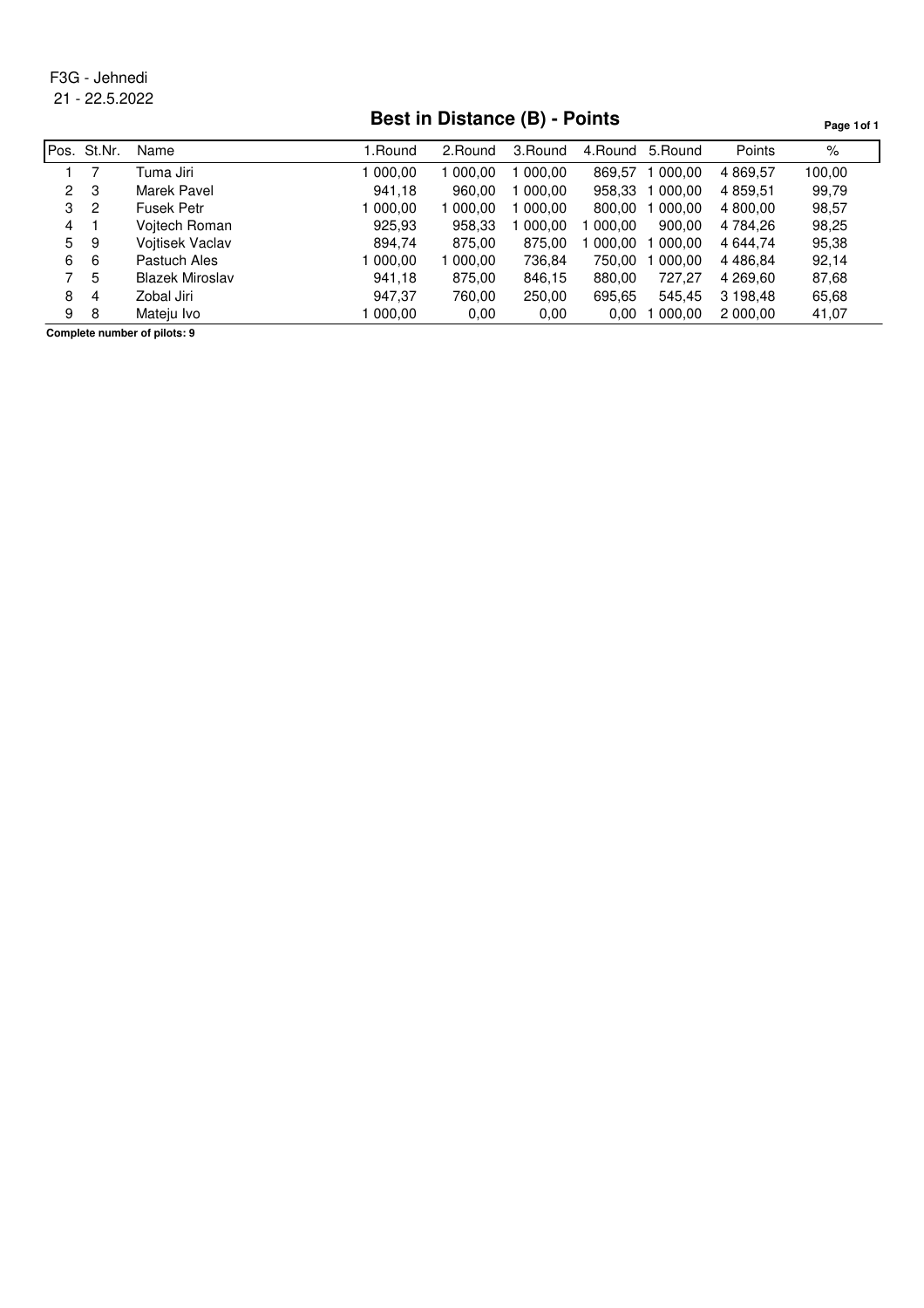F3G - Jehnedi

21 - 22.5.2022

# Best in Distance (B) - Points

| Pos. | St.Nr. | Name | 1.Round | 2.Round | 3.Round | 4.Round | 5.Round | Points | % |
|---|---|---|---|---|---|---|---|---|---|
| 1 | 7 | Tuma Jiri | 1 000,00 | 1 000,00 | 1 000,00 | 869,57 | 1 000,00 | 4 869,57 | 100,00 |
| 2 | 3 | Marek Pavel | 941,18 | 960,00 | 1 000,00 | 958,33 | 1 000,00 | 4 859,51 | 99,79 |
| 3 | 2 | Fusek Petr | 1 000,00 | 1 000,00 | 1 000,00 | 800,00 | 1 000,00 | 4 800,00 | 98,57 |
| 4 | 1 | Vojtech Roman | 925,93 | 958,33 | 1 000,00 | 1 000,00 | 900,00 | 4 784,26 | 98,25 |
| 5 | 9 | Vojtisek Vaclav | 894,74 | 875,00 | 875,00 | 1 000,00 | 1 000,00 | 4 644,74 | 95,38 |
| 6 | 6 | Pastuch Ales | 1 000,00 | 1 000,00 | 736,84 | 750,00 | 1 000,00 | 4 486,84 | 92,14 |
| 7 | 5 | Blazek Miroslav | 941,18 | 875,00 | 846,15 | 880,00 | 727,27 | 4 269,60 | 87,68 |
| 8 | 4 | Zobal Jiri | 947,37 | 760,00 | 250,00 | 695,65 | 545,45 | 3 198,48 | 65,68 |
| 9 | 8 | Mateju Ivo | 1 000,00 | 0,00 | 0,00 | 0,00 | 1 000,00 | 2 000,00 | 41,07 |

**Complete number of pilots: 9**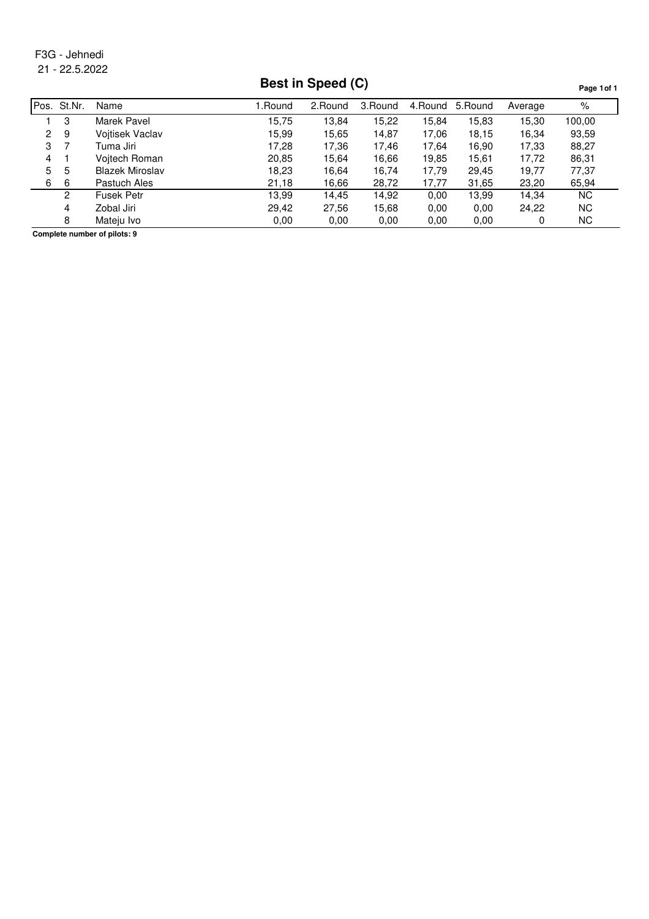F3G - Jehnedi

21 - 22.5.2022

# Best in Speed (C)

| Pos. | St.Nr. | Name | 1.Round | 2.Round | 3.Round | 4.Round | 5.Round | Average | % |
|---|---|---|---|---|---|---|---|---|---|
| 1 | 3 | Marek Pavel | 15,75 | 13,84 | 15,22 | 15,84 | 15,83 | 15,30 | 100,00 |
| 2 | 9 | Vojtisek Vaclav | 15,99 | 15,65 | 14,87 | 17,06 | 18,15 | 16,34 | 93,59 |
| 3 | 7 | Tuma Jiri | 17,28 | 17,36 | 17,46 | 17,64 | 16,90 | 17,33 | 88,27 |
| 4 | 1 | Vojtech Roman | 20,85 | 15,64 | 16,66 | 19,85 | 15,61 | 17,72 | 86,31 |
| 5 | 5 | Blazek Miroslav | 18,23 | 16,64 | 16,74 | 17,79 | 29,45 | 19,77 | 77,37 |
| 6 | 6 | Pastuch Ales | 21,18 | 16,66 | 28,72 | 17,77 | 31,65 | 23,20 | 65,94 |
| | 2 | Fusek Petr | 13,99 | 14,45 | 14,92 | 0,00 | 13,99 | 14,34 | NC |
| | 4 | Zobal Jiri | 29,42 | 27,56 | 15,68 | 0,00 | 0,00 | 24,22 | NC |
| | 8 | Mateju Ivo | 0,00 | 0,00 | 0,00 | 0,00 | 0,00 | 0 | NC |

**Complete number of pilots: 9**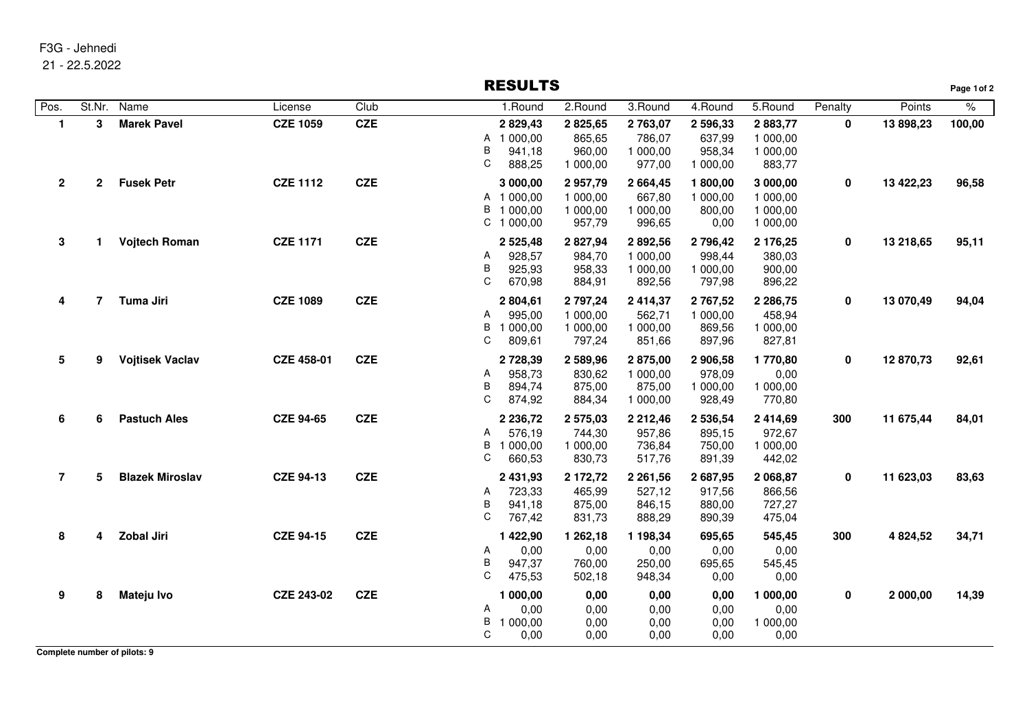F3G - Jehnedi
21 - 22.5.2022

# RESULTS

| Pos. | St.Nr. | Name | License | Club | | 1.Round | 2.Round | 3.Round | 4.Round | 5.Round | Penalty | Points | % |
|---|---|---|---|---|---|---|---|---|---|---|---|---|---|
| **1** | **3** | **Marek Pavel** | **CZE 1059** | **CZE** | | **2 829,43** | **2 825,65** | **2 763,07** | **2 596,33** | **2 883,77** | **0** | **13 898,23** | **100,00** |
| | | | | | A | 1 000,00 | 865,65 | 786,07 | 637,99 | 1 000,00 | | | |
| | | | | | B | 941,18 | 960,00 | 1 000,00 | 958,34 | 1 000,00 | | | |
| | | | | | C | 888,25 | 1 000,00 | 977,00 | 1 000,00 | 883,77 | | | |
| **2** | **2** | **Fusek Petr** | **CZE 1112** | **CZE** | | **3 000,00** | **2 957,79** | **2 664,45** | **1 800,00** | **3 000,00** | **0** | **13 422,23** | **96,58** |
| | | | | | A | 1 000,00 | 1 000,00 | 667,80 | 1 000,00 | 1 000,00 | | | |
| | | | | | B | 1 000,00 | 1 000,00 | 1 000,00 | 800,00 | 1 000,00 | | | |
| | | | | | C | 1 000,00 | 957,79 | 996,65 | 0,00 | 1 000,00 | | | |
| **3** | **1** | **Vojtech Roman** | **CZE 1171** | **CZE** | | **2 525,48** | **2 827,94** | **2 892,56** | **2 796,42** | **2 176,25** | **0** | **13 218,65** | **95,11** |
| | | | | | A | 928,57 | 984,70 | 1 000,00 | 998,44 | 380,03 | | | |
| | | | | | B | 925,93 | 958,33 | 1 000,00 | 1 000,00 | 900,00 | | | |
| | | | | | C | 670,98 | 884,91 | 892,56 | 797,98 | 896,22 | | | |
| **4** | **7** | **Tuma Jiri** | **CZE 1089** | **CZE** | | **2 804,61** | **2 797,24** | **2 414,37** | **2 767,52** | **2 286,75** | **0** | **13 070,49** | **94,04** |
| | | | | | A | 995,00 | 1 000,00 | 562,71 | 1 000,00 | 458,94 | | | |
| | | | | | B | 1 000,00 | 1 000,00 | 1 000,00 | 869,56 | 1 000,00 | | | |
| | | | | | C | 809,61 | 797,24 | 851,66 | 897,96 | 827,81 | | | |
| **5** | **9** | **Vojtisek Vaclav** | **CZE 458-01** | **CZE** | | **2 728,39** | **2 589,96** | **2 875,00** | **2 906,58** | **1 770,80** | **0** | **12 870,73** | **92,61** |
| | | | | | A | 958,73 | 830,62 | 1 000,00 | 978,09 | 0,00 | | | |
| | | | | | B | 894,74 | 875,00 | 875,00 | 1 000,00 | 1 000,00 | | | |
| | | | | | C | 874,92 | 884,34 | 1 000,00 | 928,49 | 770,80 | | | |
| **6** | **6** | **Pastuch Ales** | **CZE 94-65** | **CZE** | | **2 236,72** | **2 575,03** | **2 212,46** | **2 536,54** | **2 414,69** | **300** | **11 675,44** | **84,01** |
| | | | | | A | 576,19 | 744,30 | 957,86 | 895,15 | 972,67 | | | |
| | | | | | B | 1 000,00 | 1 000,00 | 736,84 | 750,00 | 1 000,00 | | | |
| | | | | | C | 660,53 | 830,73 | 517,76 | 891,39 | 442,02 | | | |
| **7** | **5** | **Blazek Miroslav** | **CZE 94-13** | **CZE** | | **2 431,93** | **2 172,72** | **2 261,56** | **2 687,95** | **2 068,87** | **0** | **11 623,03** | **83,63** |
| | | | | | A | 723,33 | 465,99 | 527,12 | 917,56 | 866,56 | | | |
| | | | | | B | 941,18 | 875,00 | 846,15 | 880,00 | 727,27 | | | |
| | | | | | C | 767,42 | 831,73 | 888,29 | 890,39 | 475,04 | | | |
| **8** | **4** | **Zobal Jiri** | **CZE 94-15** | **CZE** | | **1 422,90** | **1 262,18** | **1 198,34** | **695,65** | **545,45** | **300** | **4 824,52** | **34,71** |
| | | | | | A | 0,00 | 0,00 | 0,00 | 0,00 | 0,00 | | | |
| | | | | | B | 947,37 | 760,00 | 250,00 | 695,65 | 545,45 | | | |
| | | | | | C | 475,53 | 502,18 | 948,34 | 0,00 | 0,00 | | | |
| **9** | **8** | **Mateju Ivo** | **CZE 243-02** | **CZE** | | **1 000,00** | **0,00** | **0,00** | **0,00** | **1 000,00** | **0** | **2 000,00** | **14,39** |
| | | | | | A | 0,00 | 0,00 | 0,00 | 0,00 | 0,00 | | | |
| | | | | | B | 1 000,00 | 0,00 | 0,00 | 0,00 | 1 000,00 | | | |
| | | | | | C | 0,00 | 0,00 | 0,00 | 0,00 | 0,00 | | | |

**Complete number of pilots: 9**